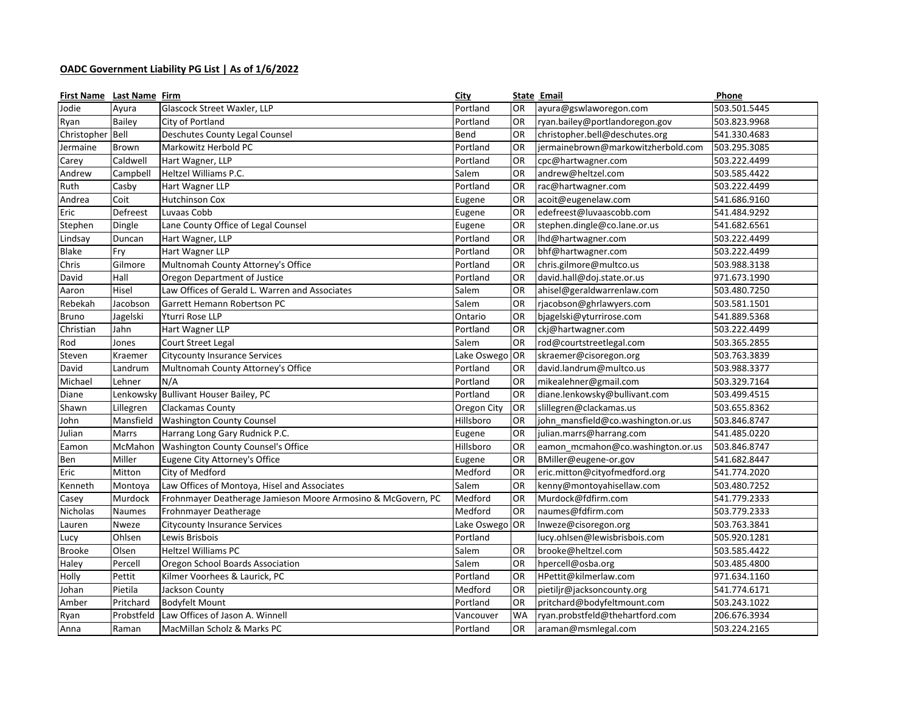**OADC Government Liability PG List | As of 1/6/2022**

| First Name | Last Name | Firm | City | State | Email | Phone |
|---|---|---|---|---|---|---|
| Jodie | Ayura | Glascock Street Waxler, LLP | Portland | OR | ayura@gswlaworegon.com | 503.501.5445 |
| Ryan | Bailey | City of Portland | Portland | OR | ryan.bailey@portlandoregon.gov | 503.823.9968 |
| Christopher | Bell | Deschutes County Legal Counsel | Bend | OR | christopher.bell@deschutes.org | 541.330.4683 |
| Jermaine | Brown | Markowitz Herbold PC | Portland | OR | jermainebrown@markowitzherbold.com | 503.295.3085 |
| Carey | Caldwell | Hart Wagner, LLP | Portland | OR | cpc@hartwagner.com | 503.222.4499 |
| Andrew | Campbell | Heltzel Williams P.C. | Salem | OR | andrew@heltzel.com | 503.585.4422 |
| Ruth | Casby | Hart Wagner LLP | Portland | OR | rac@hartwagner.com | 503.222.4499 |
| Andrea | Coit | Hutchinson Cox | Eugene | OR | acoit@eugenelaw.com | 541.686.9160 |
| Eric | Defreest | Luvaas Cobb | Eugene | OR | edefreest@luvaascobb.com | 541.484.9292 |
| Stephen | Dingle | Lane County Office of Legal Counsel | Eugene | OR | stephen.dingle@co.lane.or.us | 541.682.6561 |
| Lindsay | Duncan | Hart Wagner, LLP | Portland | OR | lhd@hartwagner.com | 503.222.4499 |
| Blake | Fry | Hart Wagner LLP | Portland | OR | bhf@hartwagner.com | 503.222.4499 |
| Chris | Gilmore | Multnomah County Attorney's Office | Portland | OR | chris.gilmore@multco.us | 503.988.3138 |
| David | Hall | Oregon Department of Justice | Portland | OR | david.hall@doj.state.or.us | 971.673.1990 |
| Aaron | Hisel | Law Offices of Gerald L. Warren and Associates | Salem | OR | ahisel@geraldwarrenlaw.com | 503.480.7250 |
| Rebekah | Jacobson | Garrett Hemann Robertson PC | Salem | OR | rjacobson@ghrlawyers.com | 503.581.1501 |
| Bruno | Jagelski | Yturri Rose LLP | Ontario | OR | bjagelski@yturrirose.com | 541.889.5368 |
| Christian | Jahn | Hart Wagner LLP | Portland | OR | ckj@hartwagner.com | 503.222.4499 |
| Rod | Jones | Court Street Legal | Salem | OR | rod@courtstreetlegal.com | 503.365.2855 |
| Steven | Kraemer | Citycounty Insurance Services | Lake Oswego | OR | skraemer@cisoregon.org | 503.763.3839 |
| David | Landrum | Multnomah County Attorney's Office | Portland | OR | david.landrum@multco.us | 503.988.3377 |
| Michael | Lehner | N/A | Portland | OR | mikealehner@gmail.com | 503.329.7164 |
| Diane | Lenkowsky | Bullivant Houser Bailey, PC | Portland | OR | diane.lenkowsky@bullivant.com | 503.499.4515 |
| Shawn | Lillegren | Clackamas County | Oregon City | OR | slillegren@clackamas.us | 503.655.8362 |
| John | Mansfield | Washington County Counsel | Hillsboro | OR | john_mansfield@co.washington.or.us | 503.846.8747 |
| Julian | Marrs | Harrang Long Gary Rudnick P.C. | Eugene | OR | julian.marrs@harrang.com | 541.485.0220 |
| Eamon | McMahon | Washington County Counsel's Office | Hillsboro | OR | eamon_mcmahon@co.washington.or.us | 503.846.8747 |
| Ben | Miller | Eugene City Attorney's Office | Eugene | OR | BMiller@eugene-or.gov | 541.682.8447 |
| Eric | Mitton | City of Medford | Medford | OR | eric.mitton@cityofmedford.org | 541.774.2020 |
| Kenneth | Montoya | Law Offices of Montoya, Hisel and Associates | Salem | OR | kenny@montoyahisellaw.com | 503.480.7252 |
| Casey | Murdock | Frohnmayer Deatherage Jamieson Moore Armosino & McGovern, PC | Medford | OR | Murdock@fdfirm.com | 541.779.2333 |
| Nicholas | Naumes | Frohnmayer Deatherage | Medford | OR | naumes@fdfirm.com | 503.779.2333 |
| Lauren | Nweze | Citycounty Insurance Services | Lake Oswego | OR | lnweze@cisoregon.org | 503.763.3841 |
| Lucy | Ohlsen | Lewis Brisbois | Portland | | lucy.ohlsen@lewisbrisbois.com | 505.920.1281 |
| Brooke | Olsen | Heltzel Williams PC | Salem | OR | brooke@heltzel.com | 503.585.4422 |
| Haley | Percell | Oregon School Boards Association | Salem | OR | hpercell@osba.org | 503.485.4800 |
| Holly | Pettit | Kilmer Voorhees & Laurick, PC | Portland | OR | HPettit@kilmerlaw.com | 971.634.1160 |
| Johan | Pietila | Jackson County | Medford | OR | pietiljr@jacksoncounty.org | 541.774.6171 |
| Amber | Pritchard | Bodyfelt Mount | Portland | OR | pritchard@bodyfeltmount.com | 503.243.1022 |
| Ryan | Probstfeld | Law Offices of Jason A. Winnell | Vancouver | WA | ryan.probstfeld@thehartford.com | 206.676.3934 |
| Anna | Raman | MacMillan Scholz & Marks PC | Portland | OR | araman@msmlegal.com | 503.224.2165 |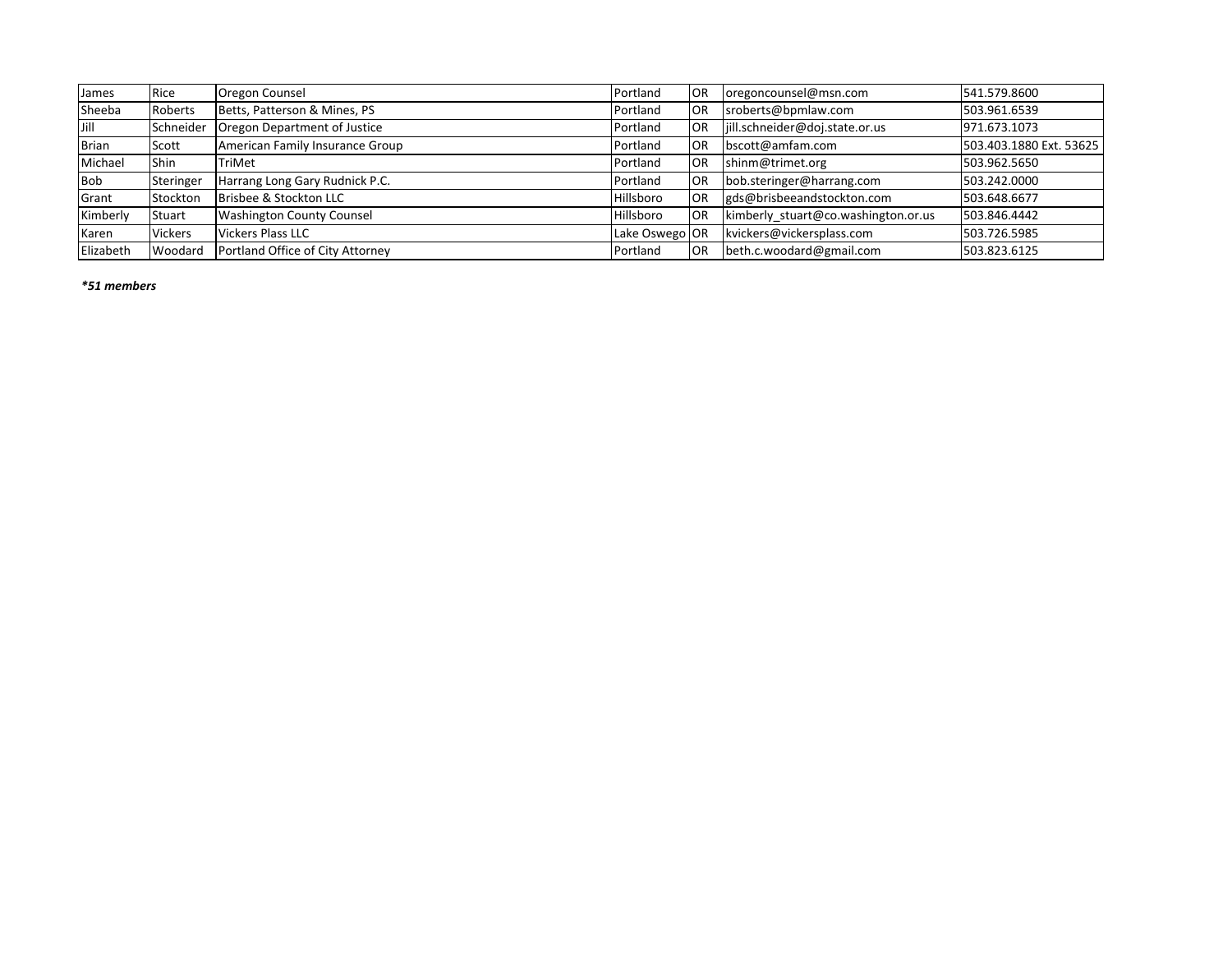| | | | | | | |
|---|---|---|---|---|---|---|
| James | Rice | Oregon Counsel | Portland | OR | oregoncounsel@msn.com | 541.579.8600 |
| Sheeba | Roberts | Betts, Patterson & Mines, PS | Portland | OR | sroberts@bpmlaw.com | 503.961.6539 |
| Jill | Schneider | Oregon Department of Justice | Portland | OR | jill.schneider@doj.state.or.us | 971.673.1073 |
| Brian | Scott | American Family Insurance Group | Portland | OR | bscott@amfam.com | 503.403.1880 Ext. 53625 |
| Michael | Shin | TriMet | Portland | OR | shinm@trimet.org | 503.962.5650 |
| Bob | Steringer | Harrang Long Gary Rudnick P.C. | Portland | OR | bob.steringer@harrang.com | 503.242.0000 |
| Grant | Stockton | Brisbee & Stockton LLC | Hillsboro | OR | gds@brisbeeandstockton.com | 503.648.6677 |
| Kimberly | Stuart | Washington County Counsel | Hillsboro | OR | kimberly_stuart@co.washington.or.us | 503.846.4442 |
| Karen | Vickers | Vickers Plass LLC | Lake Oswego | OR | kvickers@vickersplass.com | 503.726.5985 |
| Elizabeth | Woodard | Portland Office of City Attorney | Portland | OR | beth.c.woodard@gmail.com | 503.823.6125 |

***51 members***